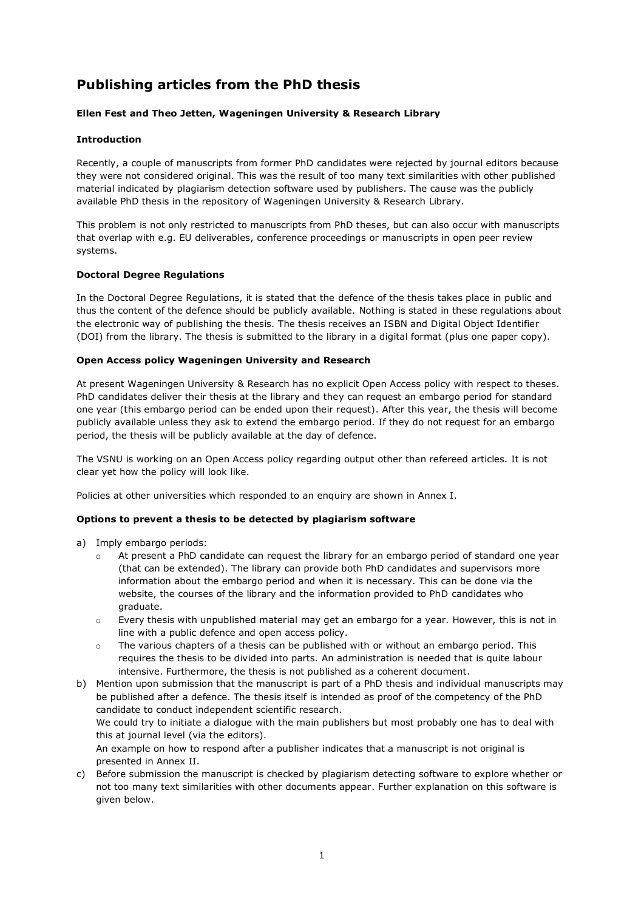# Publishing articles from the PhD thesis

**Ellen Fest and Theo Jetten, Wageningen University & Research Library**

## Introduction

Recently, a couple of manuscripts from former PhD candidates were rejected by journal editors because they were not considered original. This was the result of too many text similarities with other published material indicated by plagiarism detection software used by publishers. The cause was the publicly available PhD thesis in the repository of Wageningen University & Research Library.

This problem is not only restricted to manuscripts from PhD theses, but can also occur with manuscripts that overlap with e.g. EU deliverables, conference proceedings or manuscripts in open peer review systems.

## Doctoral Degree Regulations

In the Doctoral Degree Regulations, it is stated that the defence of the thesis takes place in public and thus the content of the defence should be publicly available. Nothing is stated in these regulations about the electronic way of publishing the thesis. The thesis receives an ISBN and Digital Object Identifier (DOI) from the library. The thesis is submitted to the library in a digital format (plus one paper copy).

## Open Access policy Wageningen University and Research

At present Wageningen University & Research has no explicit Open Access policy with respect to theses. PhD candidates deliver their thesis at the library and they can request an embargo period for standard one year (this embargo period can be ended upon their request). After this year, the thesis will become publicly available unless they ask to extend the embargo period. If they do not request for an embargo period, the thesis will be publicly available at the day of defence.

The VSNU is working on an Open Access policy regarding output other than refereed articles. It is not clear yet how the policy will look like.

Policies at other universities which responded to an enquiry are shown in Annex I.

## Options to prevent a thesis to be detected by plagiarism software

a) Imply embargo periods:
   - At present a PhD candidate can request the library for an embargo period of standard one year (that can be extended). The library can provide both PhD candidates and supervisors more information about the embargo period and when it is necessary. This can be done via the website, the courses of the library and the information provided to PhD candidates who graduate.
   - Every thesis with unpublished material may get an embargo for a year. However, this is not in line with a public defence and open access policy.
   - The various chapters of a thesis can be published with or without an embargo period. This requires the thesis to be divided into parts. An administration is needed that is quite labour intensive. Furthermore, the thesis is not published as a coherent document.

b) Mention upon submission that the manuscript is part of a PhD thesis and individual manuscripts may be published after a defence. The thesis itself is intended as proof of the competency of the PhD candidate to conduct independent scientific research.
   We could try to initiate a dialogue with the main publishers but most probably one has to deal with this at journal level (via the editors).
   An example on how to respond after a publisher indicates that a manuscript is not original is presented in Annex II.

c) Before submission the manuscript is checked by plagiarism detecting software to explore whether or not too many text similarities with other documents appear. Further explanation on this software is given below.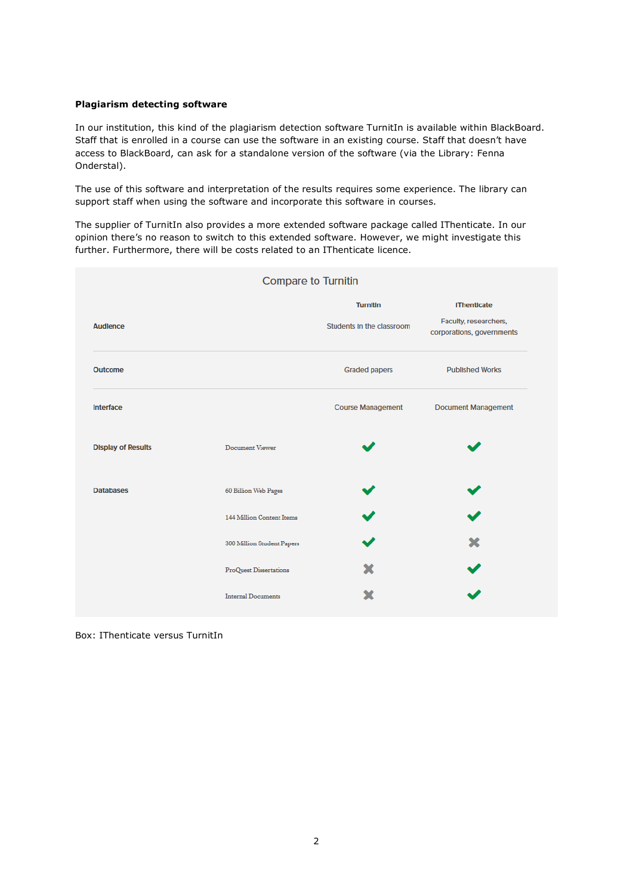**Plagiarism detecting software**

In our institution, this kind of the plagiarism detection software TurnitIn is available within BlackBoard. Staff that is enrolled in a course can use the software in an existing course. Staff that doesn't have access to BlackBoard, can ask for a standalone version of the software (via the Library: Fenna Onderstal).

The use of this software and interpretation of the results requires some experience. The library can support staff when using the software and incorporate this software in courses.

The supplier of TurnitIn also provides a more extended software package called IThenticate. In our opinion there's no reason to switch to this extended software. However, we might investigate this further. Furthermore, there will be costs related to an IThenticate licence.

Compare to Turnitin

| | | Turnitin | iThenticate |
|---|---|---|---|
| Audience | | Students in the classroom | Faculty, researchers, corporations, governments |
| Outcome | | Graded papers | Published Works |
| Interface | | Course Management | Document Management |
| Display of Results | Document Viewer | ✔ | ✔ |
| Databases | 60 Billion Web Pages | ✔ | ✔ |
| | 144 Million Content Items | ✔ | ✔ |
| | 300 Million Student Papers | ✔ | ✖ |
| | ProQuest Dissertations | ✖ | ✔ |
| | Internal Documents | ✖ | ✔ |

Box: IThenticate versus TurnitIn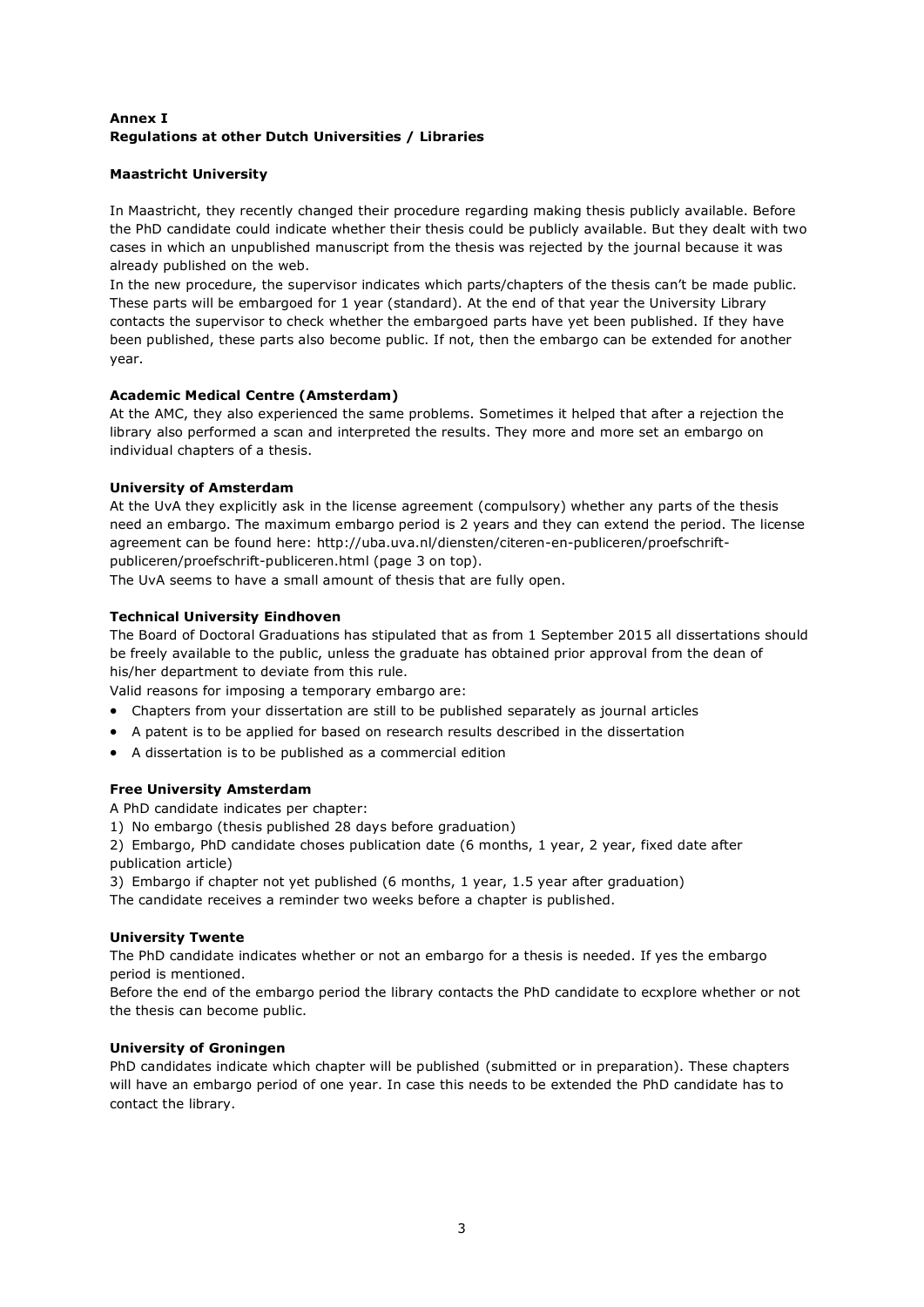# Annex I
## Regulations at other Dutch Universities / Libraries

### Maastricht University

In Maastricht, they recently changed their procedure regarding making thesis publicly available. Before the PhD candidate could indicate whether their thesis could be publicly available. But they dealt with two cases in which an unpublished manuscript from the thesis was rejected by the journal because it was already published on the web.

In the new procedure, the supervisor indicates which parts/chapters of the thesis can't be made public. These parts will be embargoed for 1 year (standard). At the end of that year the University Library contacts the supervisor to check whether the embargoed parts have yet been published. If they have been published, these parts also become public. If not, then the embargo can be extended for another year.

### Academic Medical Centre (Amsterdam)

At the AMC, they also experienced the same problems. Sometimes it helped that after a rejection the library also performed a scan and interpreted the results. They more and more set an embargo on individual chapters of a thesis.

### University of Amsterdam

At the UvA they explicitly ask in the license agreement (compulsory) whether any parts of the thesis need an embargo. The maximum embargo period is 2 years and they can extend the period. The license agreement can be found here: http://uba.uva.nl/diensten/citeren-en-publiceren/proefschrift-publiceren/proefschrift-publiceren.html (page 3 on top).

The UvA seems to have a small amount of thesis that are fully open.

### Technical University Eindhoven

The Board of Doctoral Graduations has stipulated that as from 1 September 2015 all dissertations should be freely available to the public, unless the graduate has obtained prior approval from the dean of his/her department to deviate from this rule.

Valid reasons for imposing a temporary embargo are:

- Chapters from your dissertation are still to be published separately as journal articles
- A patent is to be applied for based on research results described in the dissertation
- A dissertation is to be published as a commercial edition

### Free University Amsterdam

A PhD candidate indicates per chapter:

1) No embargo (thesis published 28 days before graduation)
2) Embargo, PhD candidate choses publication date (6 months, 1 year, 2 year, fixed date after publication article)
3) Embargo if chapter not yet published (6 months, 1 year, 1.5 year after graduation)

The candidate receives a reminder two weeks before a chapter is published.

### University Twente

The PhD candidate indicates whether or not an embargo for a thesis is needed. If yes the embargo period is mentioned.

Before the end of the embargo period the library contacts the PhD candidate to ecxplore whether or not the thesis can become public.

### University of Groningen

PhD candidates indicate which chapter will be published (submitted or in preparation). These chapters will have an embargo period of one year. In case this needs to be extended the PhD candidate has to contact the library.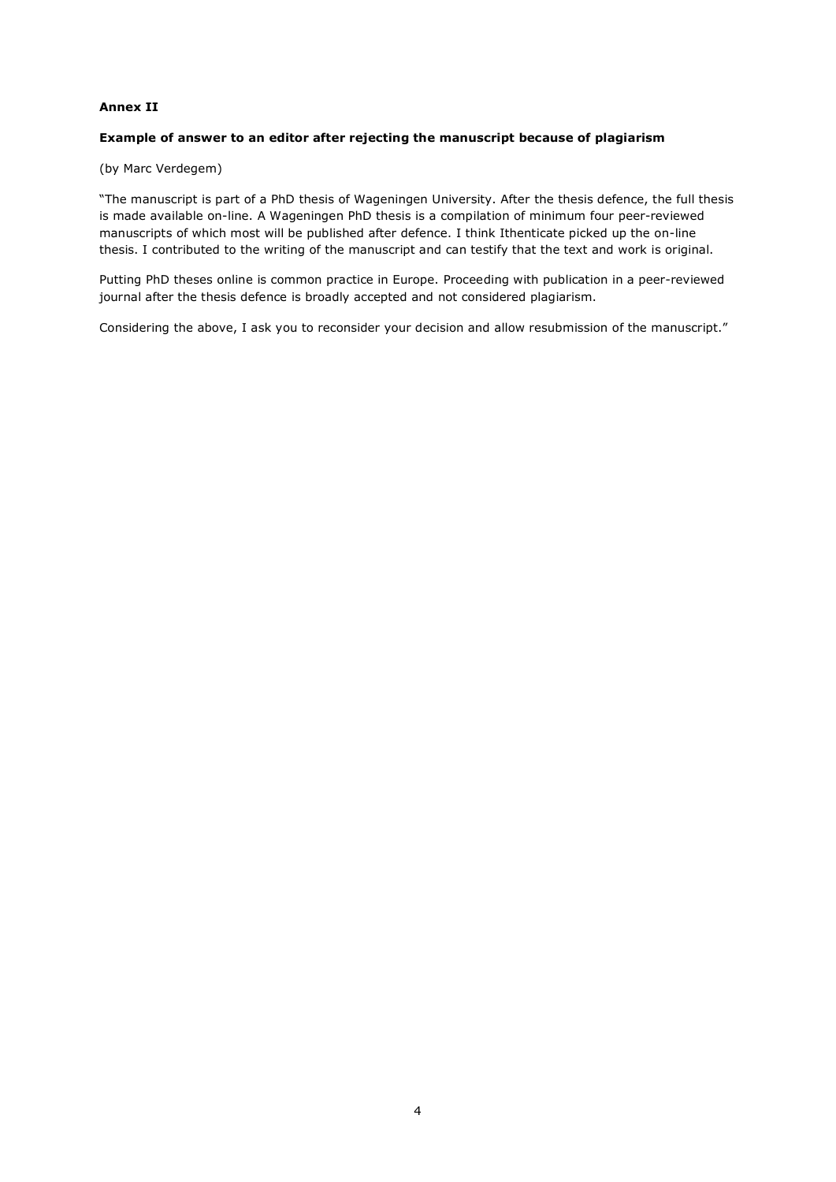**Annex II**

**Example of answer to an editor after rejecting the manuscript because of plagiarism**

(by Marc Verdegem)

"The manuscript is part of a PhD thesis of Wageningen University. After the thesis defence, the full thesis is made available on-line. A Wageningen PhD thesis is a compilation of minimum four peer-reviewed manuscripts of which most will be published after defence. I think Ithenticate picked up the on-line thesis. I contributed to the writing of the manuscript and can testify that the text and work is original.

Putting PhD theses online is common practice in Europe. Proceeding with publication in a peer-reviewed journal after the thesis defence is broadly accepted and not considered plagiarism.

Considering the above, I ask you to reconsider your decision and allow resubmission of the manuscript."